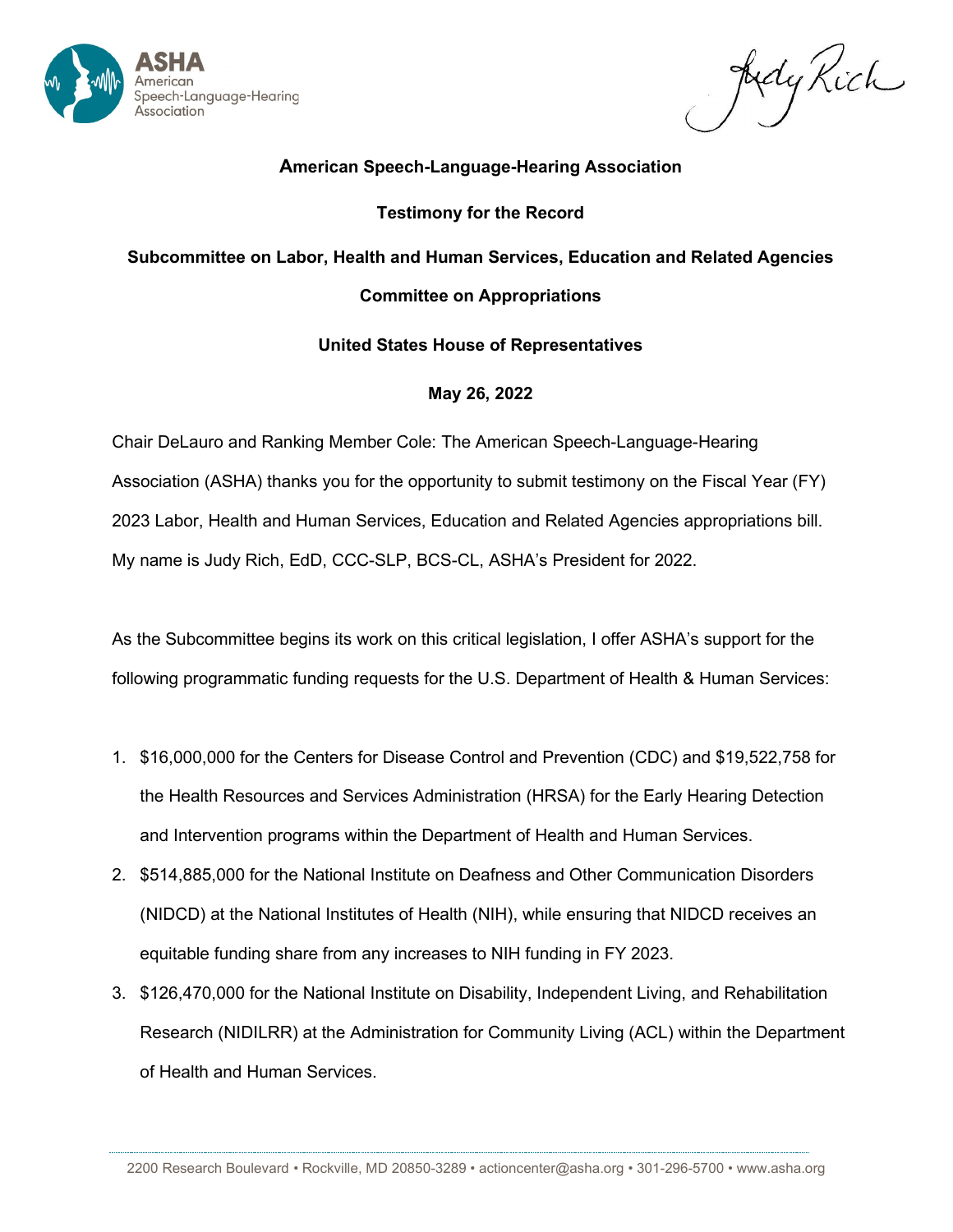**American Speech-Language-Hearing Association**

**Testimony for the Record**

**Subcommittee on Labor, Health and Human Services, Education and Related Agencies**

**Committee on Appropriations**

**United States House of Representatives**

**May 26, 2022**

Chair DeLauro and Ranking Member Cole: The American Speech-Language-Hearing Association (ASHA) thanks you for the opportunity to submit testimony on the Fiscal Year (FY) 2023 Labor, Health and Human Services, Education and Related Agencies appropriations bill. My name is Judy Rich, EdD, CCC-SLP, BCS-CL, ASHA's President for 2022.

As the Subcommittee begins its work on this critical legislation, I offer ASHA's support for the following programmatic funding requests for the U.S. Department of Health & Human Services:

1. $16,000,000 for the Centers for Disease Control and Prevention (CDC) and $19,522,758 for the Health Resources and Services Administration (HRSA) for the Early Hearing Detection and Intervention programs within the Department of Health and Human Services.
2. $514,885,000 for the National Institute on Deafness and Other Communication Disorders (NIDCD) at the National Institutes of Health (NIH), while ensuring that NIDCD receives an equitable funding share from any increases to NIH funding in FY 2023.
3. $126,470,000 for the National Institute on Disability, Independent Living, and Rehabilitation Research (NIDILRR) at the Administration for Community Living (ACL) within the Department of Health and Human Services.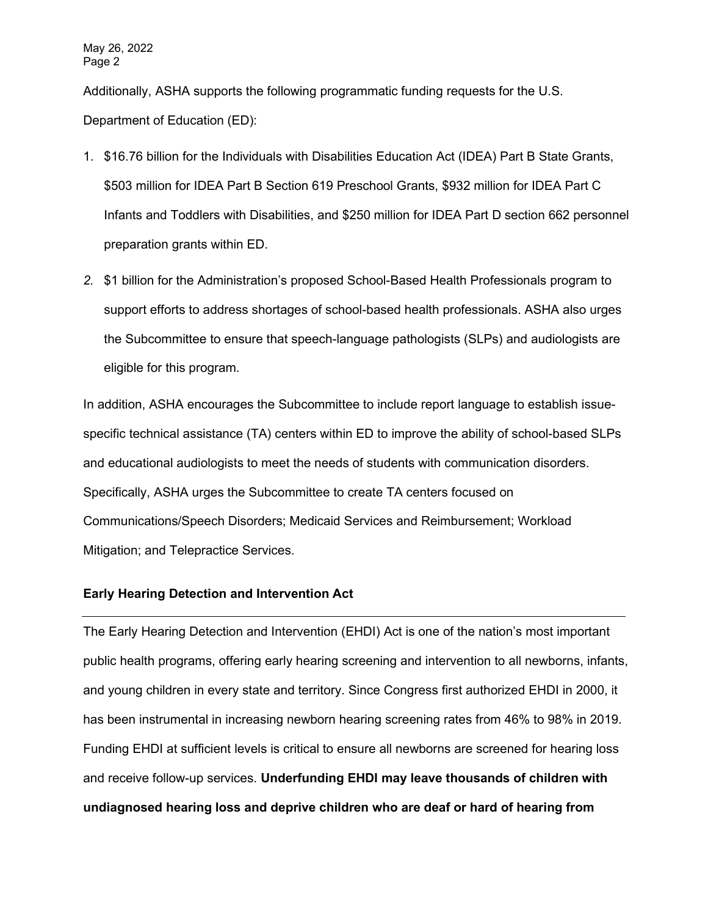Additionally, ASHA supports the following programmatic funding requests for the U.S. Department of Education (ED):

1. $16.76 billion for the Individuals with Disabilities Education Act (IDEA) Part B State Grants, $503 million for IDEA Part B Section 619 Preschool Grants, $932 million for IDEA Part C Infants and Toddlers with Disabilities, and $250 million for IDEA Part D section 662 personnel preparation grants within ED.
2. $1 billion for the Administration's proposed School-Based Health Professionals program to support efforts to address shortages of school-based health professionals. ASHA also urges the Subcommittee to ensure that speech-language pathologists (SLPs) and audiologists are eligible for this program.

In addition, ASHA encourages the Subcommittee to include report language to establish issue-specific technical assistance (TA) centers within ED to improve the ability of school-based SLPs and educational audiologists to meet the needs of students with communication disorders. Specifically, ASHA urges the Subcommittee to create TA centers focused on Communications/Speech Disorders; Medicaid Services and Reimbursement; Workload Mitigation; and Telepractice Services.

**Early Hearing Detection and Intervention Act**

---

The Early Hearing Detection and Intervention (EHDI) Act is one of the nation's most important public health programs, offering early hearing screening and intervention to all newborns, infants, and young children in every state and territory. Since Congress first authorized EHDI in 2000, it has been instrumental in increasing newborn hearing screening rates from 46% to 98% in 2019. Funding EHDI at sufficient levels is critical to ensure all newborns are screened for hearing loss and receive follow-up services. **Underfunding EHDI may leave thousands of children with undiagnosed hearing loss and deprive children who are deaf or hard of hearing from**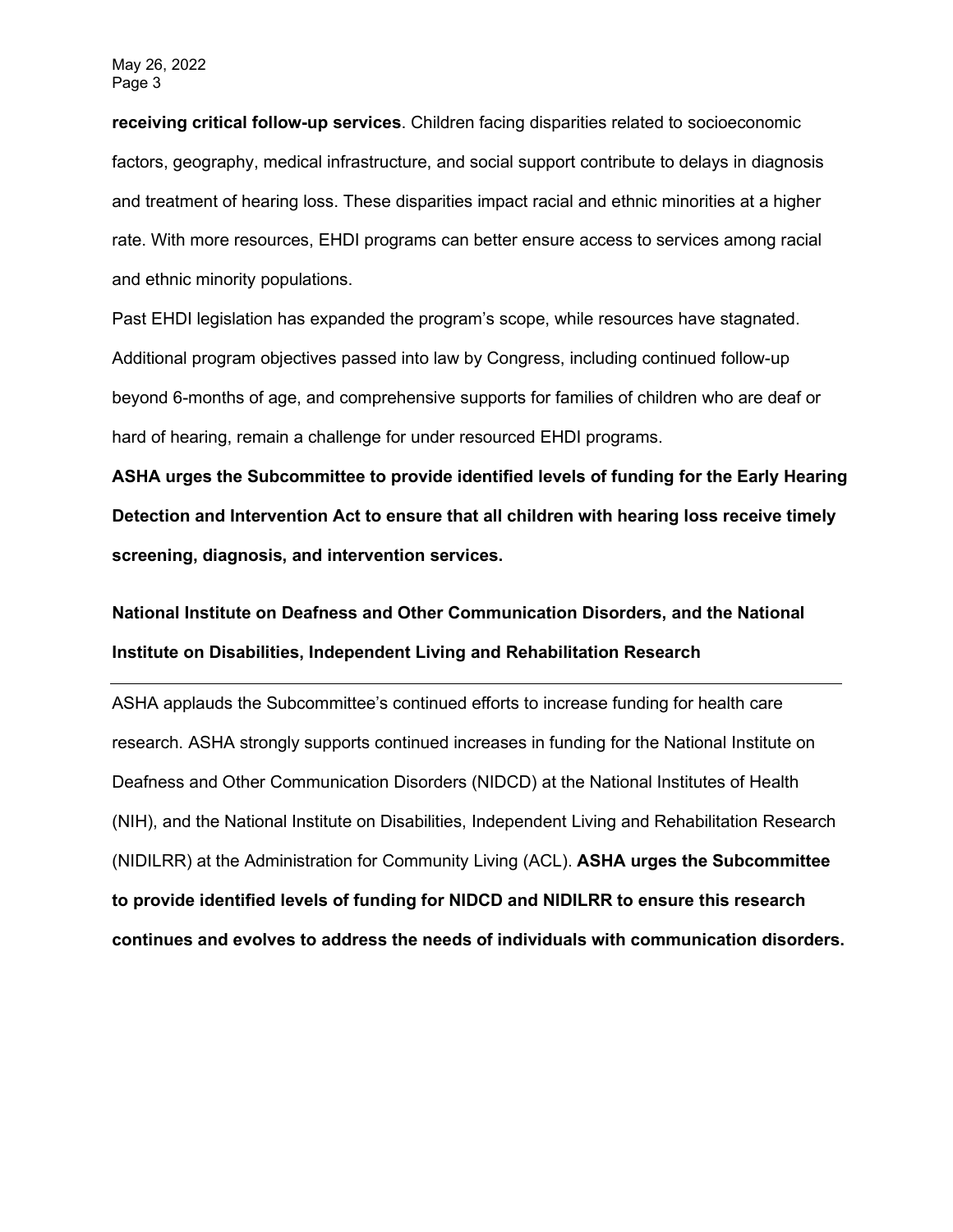**receiving critical follow-up services**. Children facing disparities related to socioeconomic factors, geography, medical infrastructure, and social support contribute to delays in diagnosis and treatment of hearing loss. These disparities impact racial and ethnic minorities at a higher rate. With more resources, EHDI programs can better ensure access to services among racial and ethnic minority populations.

Past EHDI legislation has expanded the program's scope, while resources have stagnated. Additional program objectives passed into law by Congress, including continued follow-up beyond 6-months of age, and comprehensive supports for families of children who are deaf or hard of hearing, remain a challenge for under resourced EHDI programs.

**ASHA urges the Subcommittee to provide identified levels of funding for the Early Hearing Detection and Intervention Act to ensure that all children with hearing loss receive timely screening, diagnosis, and intervention services.**

## National Institute on Deafness and Other Communication Disorders, and the National Institute on Disabilities, Independent Living and Rehabilitation Research

---

ASHA applauds the Subcommittee's continued efforts to increase funding for health care research. ASHA strongly supports continued increases in funding for the National Institute on Deafness and Other Communication Disorders (NIDCD) at the National Institutes of Health (NIH), and the National Institute on Disabilities, Independent Living and Rehabilitation Research (NIDILRR) at the Administration for Community Living (ACL). **ASHA urges the Subcommittee to provide identified levels of funding for NIDCD and NIDILRR to ensure this research continues and evolves to address the needs of individuals with communication disorders.**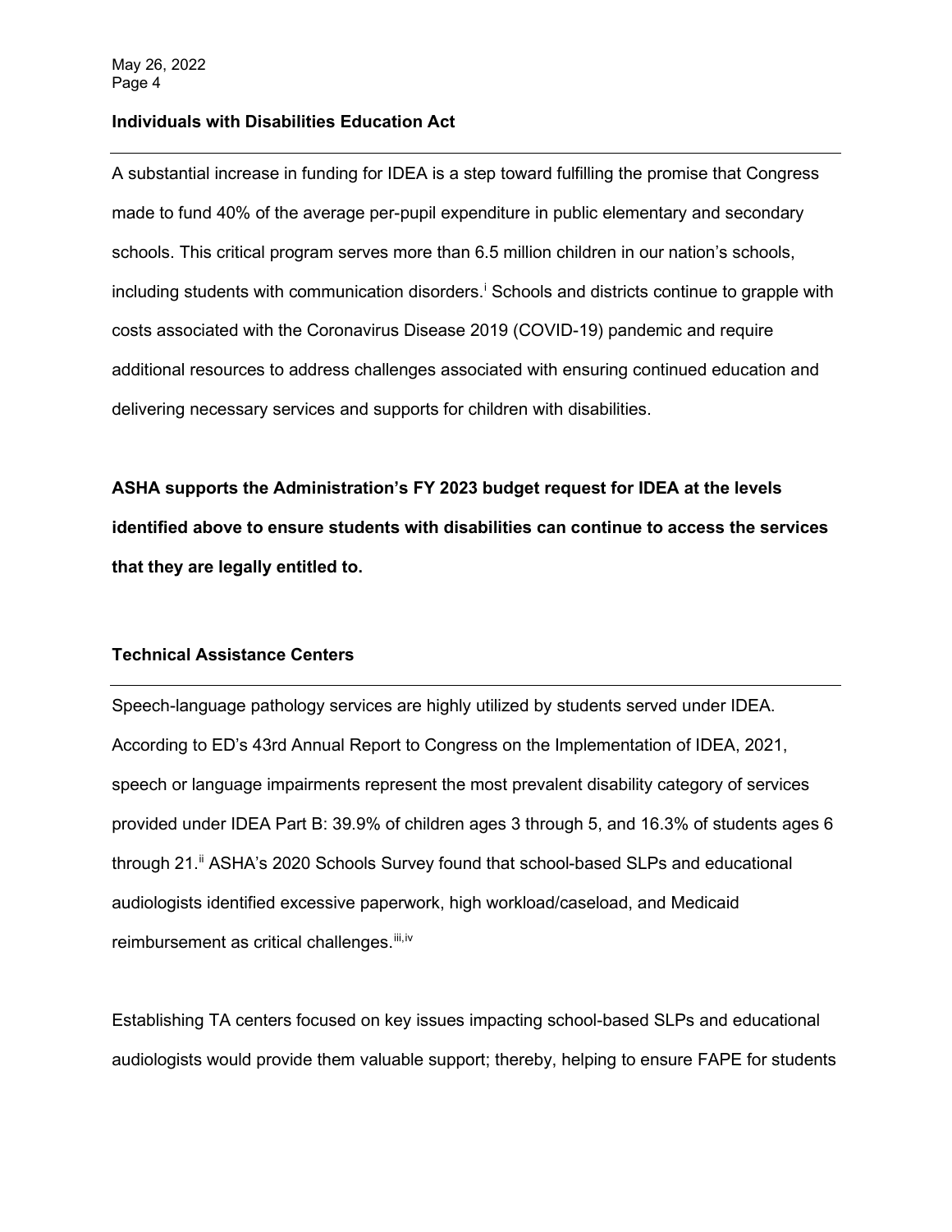### Individuals with Disabilities Education Act

A substantial increase in funding for IDEA is a step toward fulfilling the promise that Congress made to fund 40% of the average per-pupil expenditure in public elementary and secondary schools. This critical program serves more than 6.5 million children in our nation's schools, including students with communication disorders.[i] Schools and districts continue to grapple with costs associated with the Coronavirus Disease 2019 (COVID-19) pandemic and require additional resources to address challenges associated with ensuring continued education and delivering necessary services and supports for children with disabilities.

**ASHA supports the Administration's FY 2023 budget request for IDEA at the levels identified above to ensure students with disabilities can continue to access the services that they are legally entitled to.**

### Technical Assistance Centers

Speech-language pathology services are highly utilized by students served under IDEA. According to ED's 43rd Annual Report to Congress on the Implementation of IDEA, 2021, speech or language impairments represent the most prevalent disability category of services provided under IDEA Part B: 39.9% of children ages 3 through 5, and 16.3% of students ages 6 through 21.[ii] ASHA's 2020 Schools Survey found that school-based SLPs and educational audiologists identified excessive paperwork, high workload/caseload, and Medicaid reimbursement as critical challenges.[iii,iv]

Establishing TA centers focused on key issues impacting school-based SLPs and educational audiologists would provide them valuable support; thereby, helping to ensure FAPE for students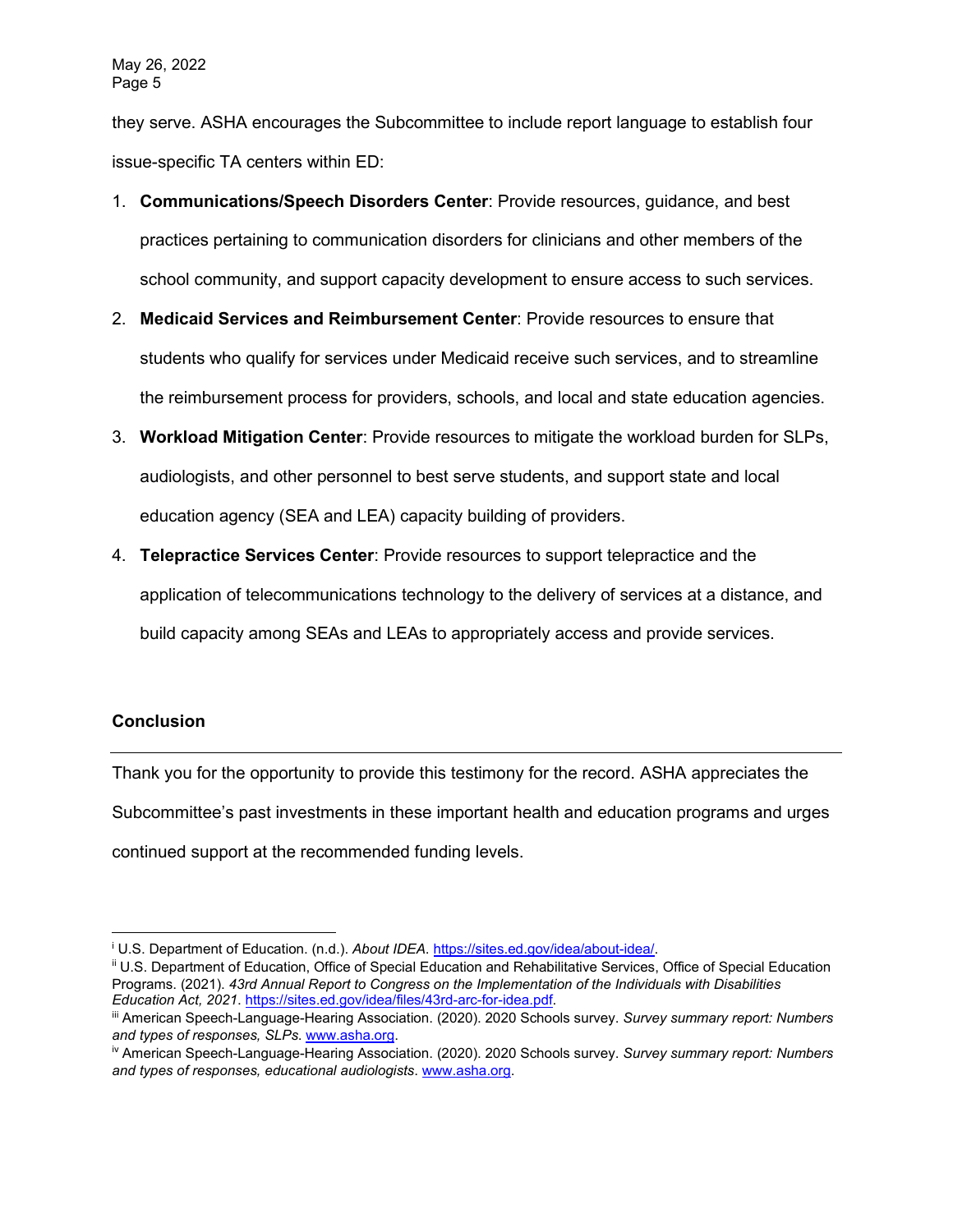they serve. ASHA encourages the Subcommittee to include report language to establish four issue-specific TA centers within ED:

1. **Communications/Speech Disorders Center**: Provide resources, guidance, and best practices pertaining to communication disorders for clinicians and other members of the school community, and support capacity development to ensure access to such services.
2. **Medicaid Services and Reimbursement Center**: Provide resources to ensure that students who qualify for services under Medicaid receive such services, and to streamline the reimbursement process for providers, schools, and local and state education agencies.
3. **Workload Mitigation Center**: Provide resources to mitigate the workload burden for SLPs, audiologists, and other personnel to best serve students, and support state and local education agency (SEA and LEA) capacity building of providers.
4. **Telepractice Services Center**: Provide resources to support telepractice and the application of telecommunications technology to the delivery of services at a distance, and build capacity among SEAs and LEAs to appropriately access and provide services.

## Conclusion

Thank you for the opportunity to provide this testimony for the record. ASHA appreciates the Subcommittee's past investments in these important health and education programs and urges continued support at the recommended funding levels.

---

[i] U.S. Department of Education. (n.d.). *About IDEA*. https://sites.ed.gov/idea/about-idea/.

[ii] U.S. Department of Education, Office of Special Education and Rehabilitative Services, Office of Special Education Programs. (2021). *43rd Annual Report to Congress on the Implementation of the Individuals with Disabilities Education Act, 2021*. https://sites.ed.gov/idea/files/43rd-arc-for-idea.pdf.

[iii] American Speech-Language-Hearing Association. (2020). 2020 Schools survey. *Survey summary report: Numbers and types of responses, SLPs*. www.asha.org.

[iv] American Speech-Language-Hearing Association. (2020). 2020 Schools survey. *Survey summary report: Numbers and types of responses, educational audiologists*. www.asha.org.